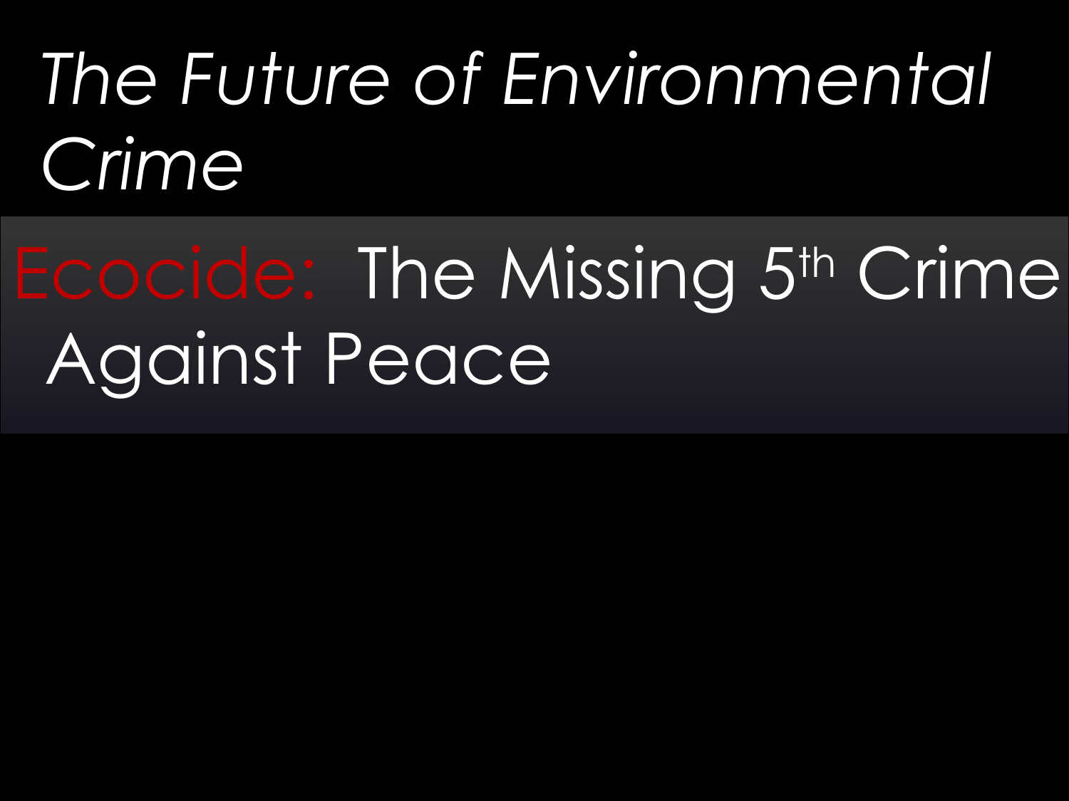# *The Future of Environmental Crime*

## Ecocide: The Missing 5th Crime Against Peace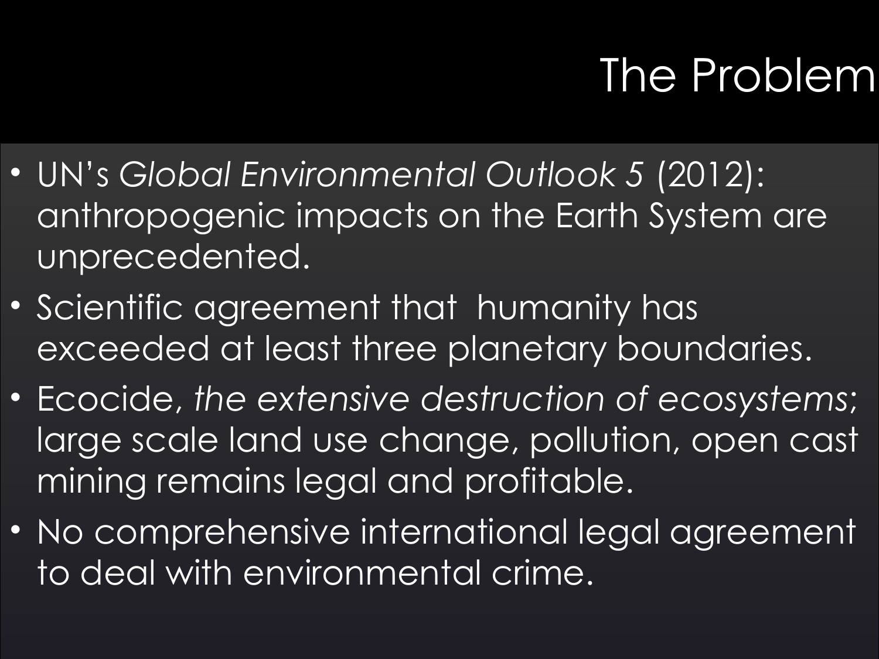# The Problem

- UN's *Global Environmental Outlook 5* (2012): anthropogenic impacts on the Earth System are unprecedented.
- Scientific agreement that humanity has exceeded at least three planetary boundaries.
- Ecocide, *the extensive destruction of ecosystems;* large scale land use change, pollution, open cast mining remains legal and profitable.
- No comprehensive international legal agreement to deal with environmental crime.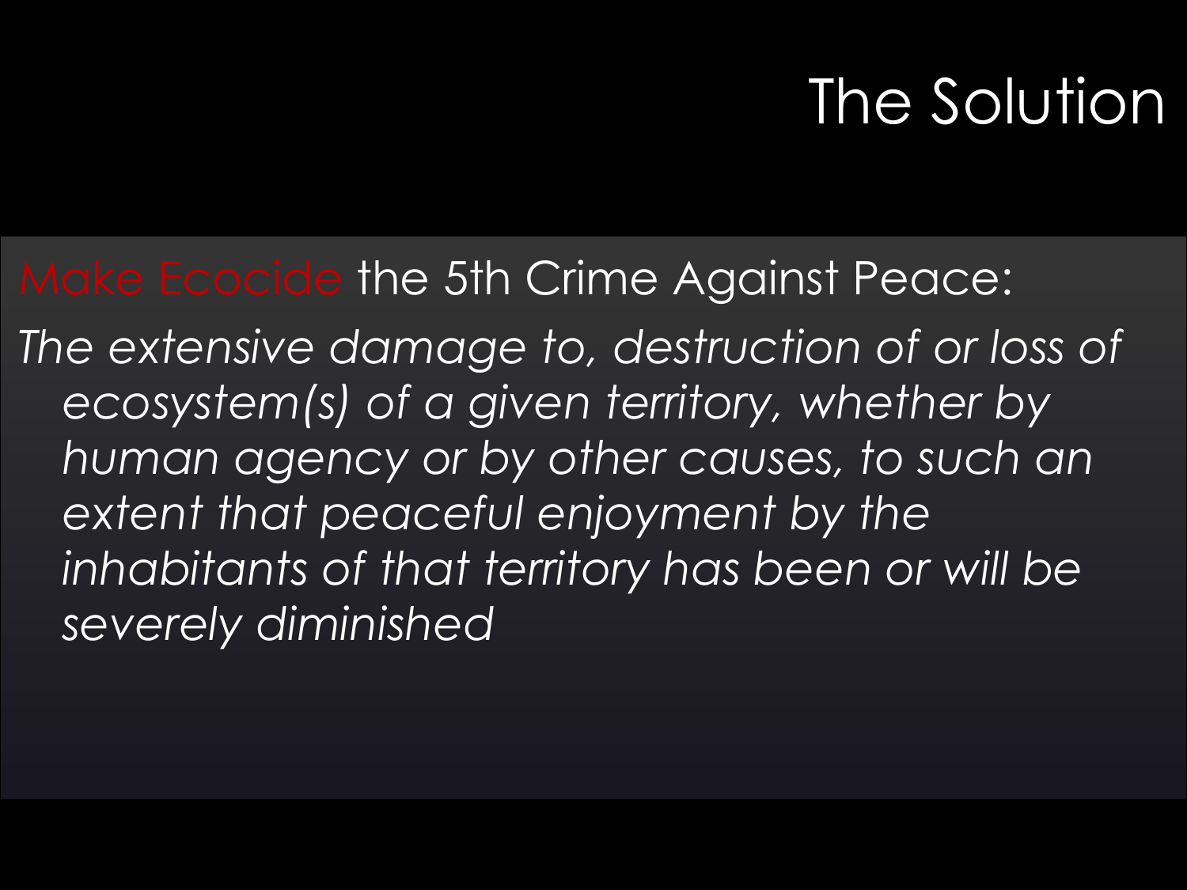# The Solution

Make Ecocide the 5th Crime Against Peace:

*The extensive damage to, destruction of or loss of ecosystem(s) of a given territory, whether by human agency or by other causes, to such an extent that peaceful enjoyment by the inhabitants of that territory has been or will be severely diminished*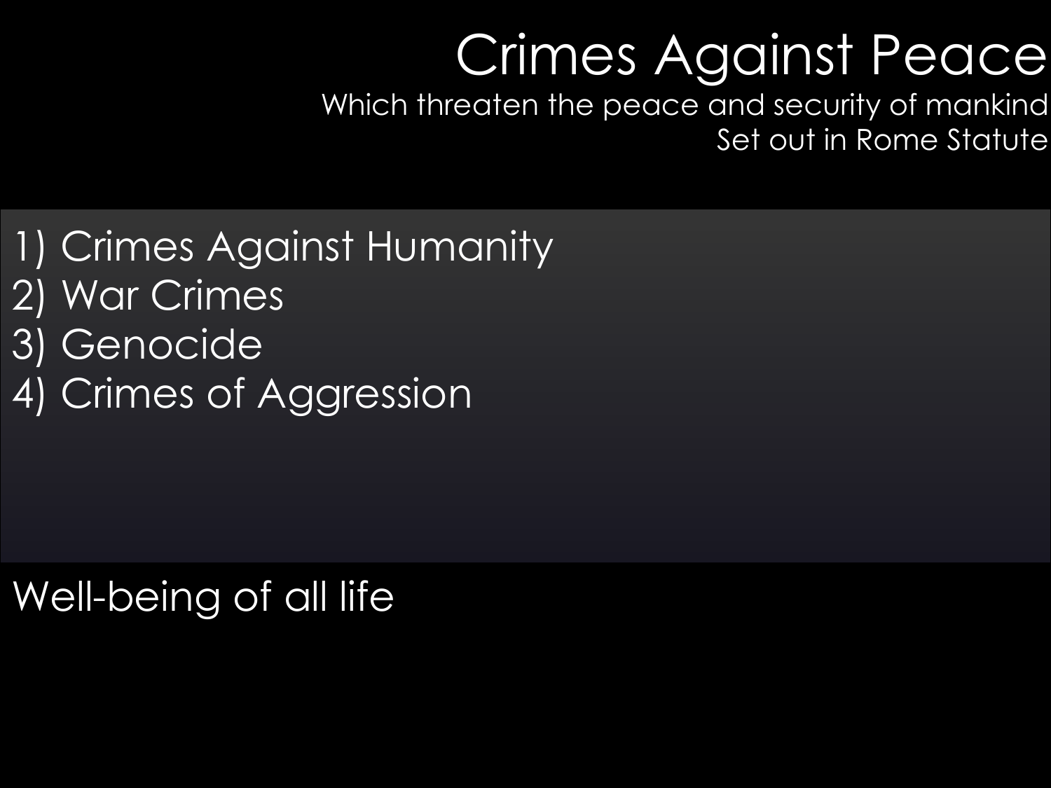# Crimes Against Peace

Which threaten the peace and security of mankind
Set out in Rome Statute

1) Crimes Against Humanity
2) War Crimes
3) Genocide
4) Crimes of Aggression

Well-being of all life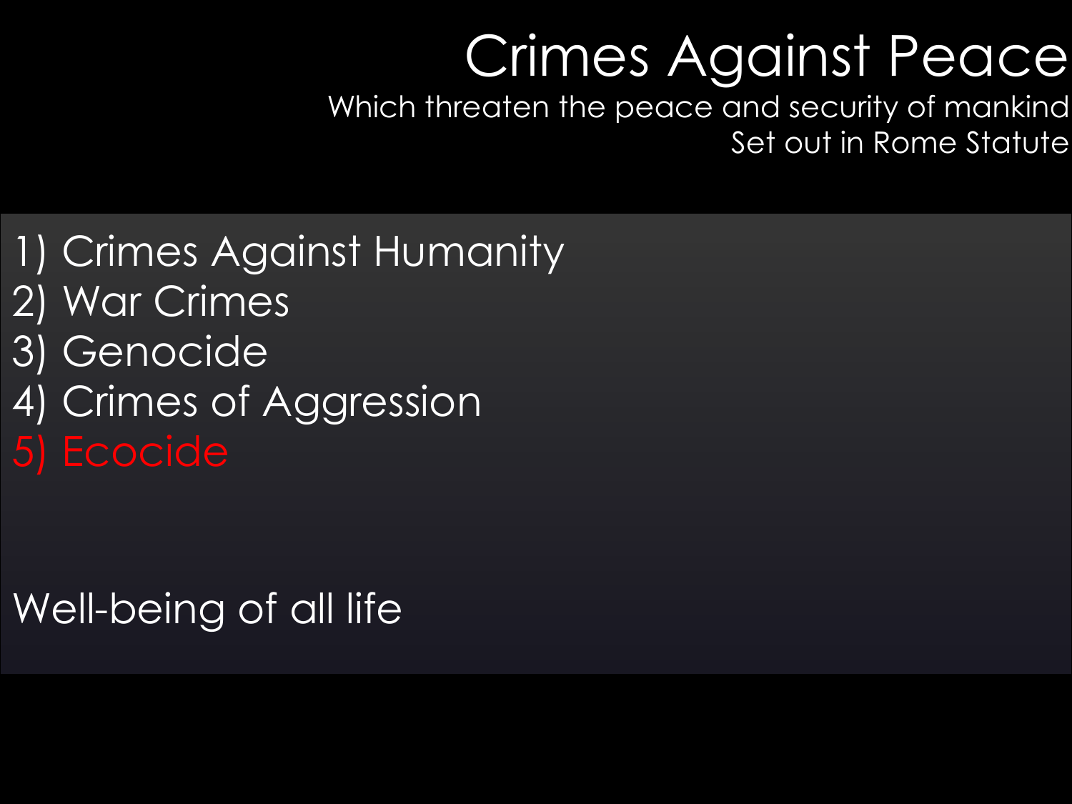# Crimes Against Peace

Which threaten the peace and security of mankind
Set out in Rome Statute

1) Crimes Against Humanity
2) War Crimes
3) Genocide
4) Crimes of Aggression
5) Ecocide

Well-being of all life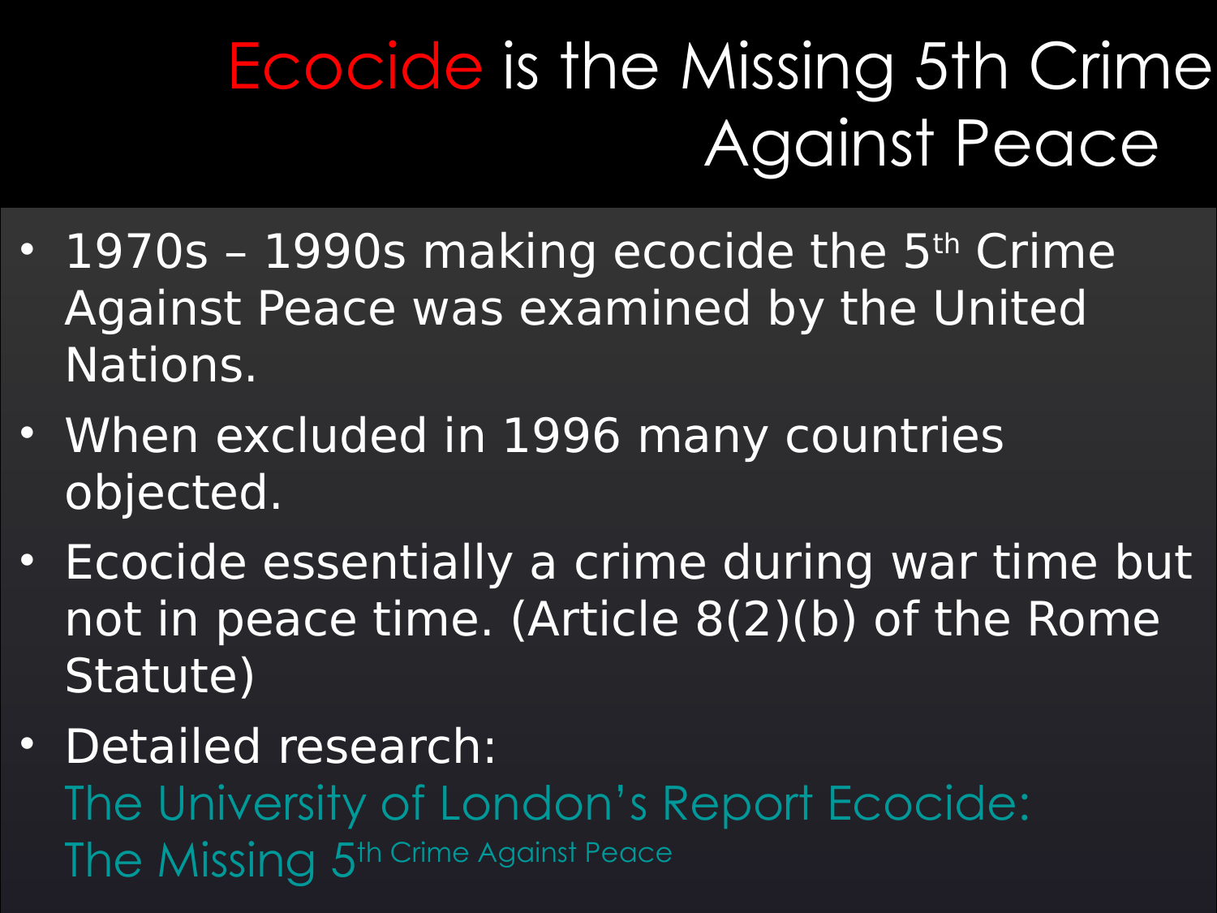# Ecocide is the Missing 5th Crime Against Peace

- 1970s – 1990s making ecocide the 5th Crime Against Peace was examined by the United Nations.
- When excluded in 1996 many countries objected.
- Ecocide essentially a crime during war time but not in peace time. (Article 8(2)(b) of the Rome Statute)
- Detailed research:
  The University of London's Report Ecocide: The Missing 5th Crime Against Peace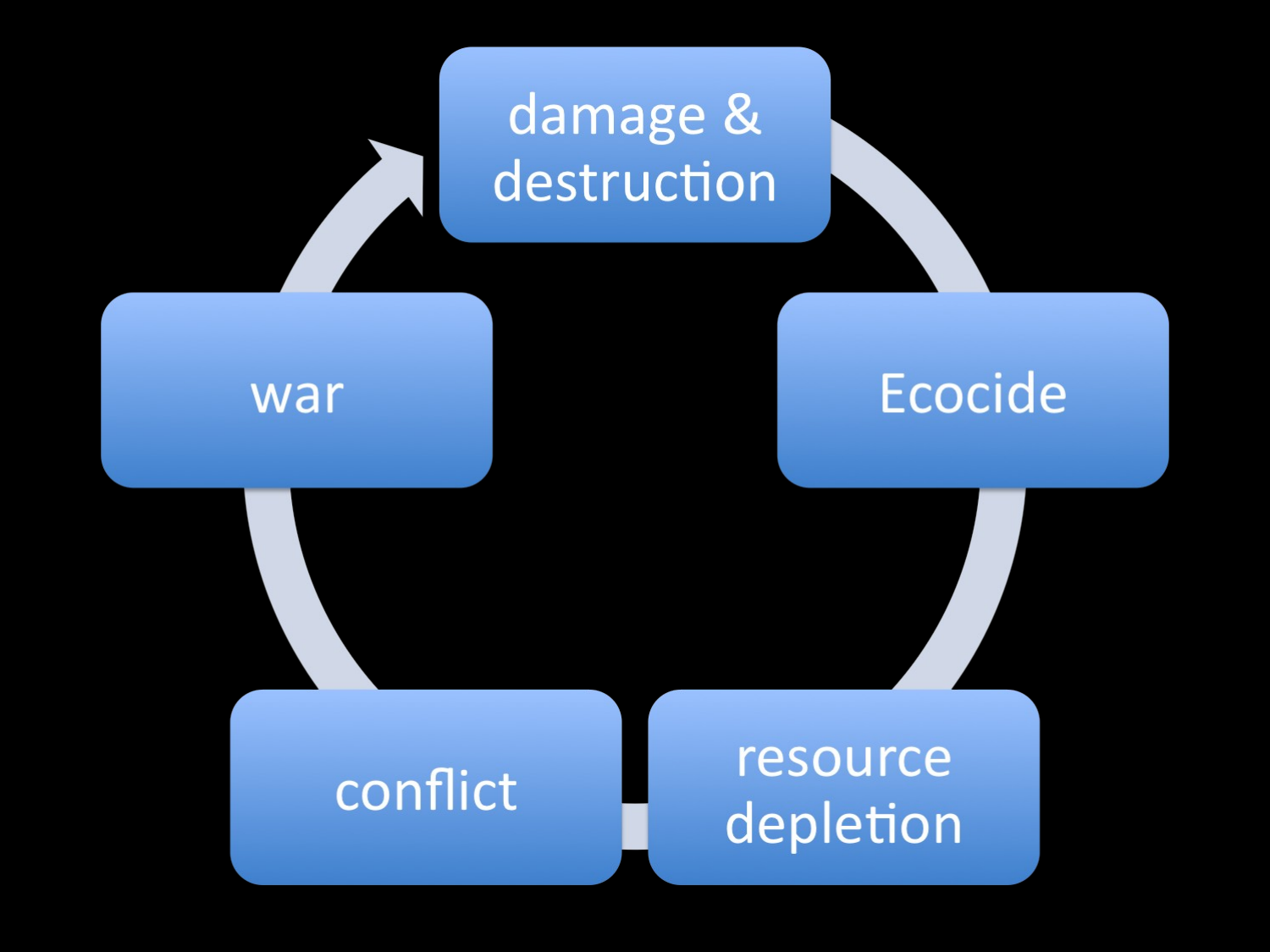damage & destruction

Ecocide

resource depletion

conflict

war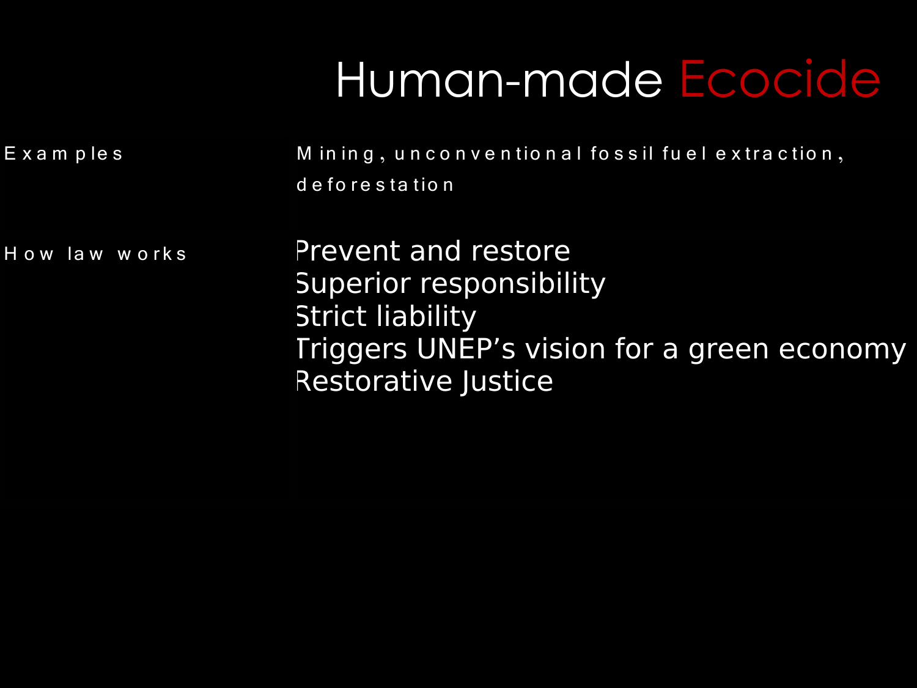# Human-made Ecocide

| | |
|---|---|
| Examples | Mining, unconventional fossil fuel extraction, deforestation |
| How law works | Prevent and restore<br>Superior responsibility<br>Strict liability<br>Triggers UNEP's vision for a green economy<br>Restorative Justice |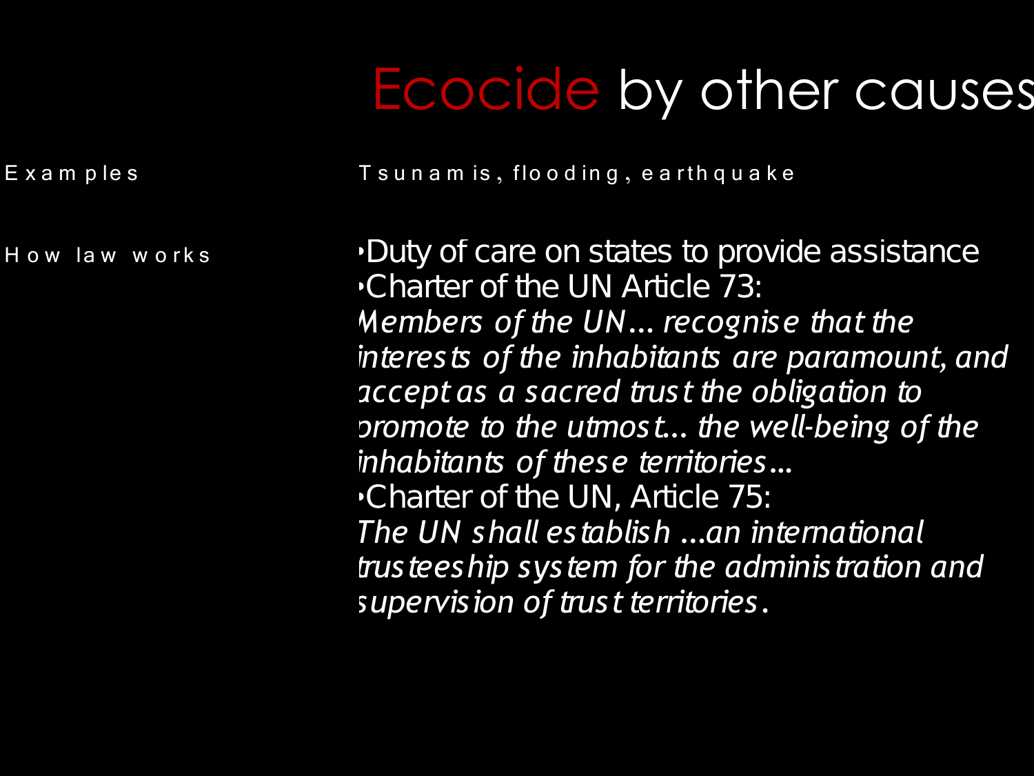# Ecocide by other causes

| | |
|---|---|
| Examples | Tsunamis, flooding, earthquake |
| How law works | • Duty of care on states to provide assistance<br>• Charter of the UN Article 73:<br>*Members of the UN… recognise that the interests of the inhabitants are paramount, and accept as a sacred trust the obligation to promote to the utmost… the well-being of the inhabitants of these territories…*<br>• Charter of the UN, Article 75:<br>*The UN shall establish …an international trusteeship system for the administration and supervision of trust territories.* |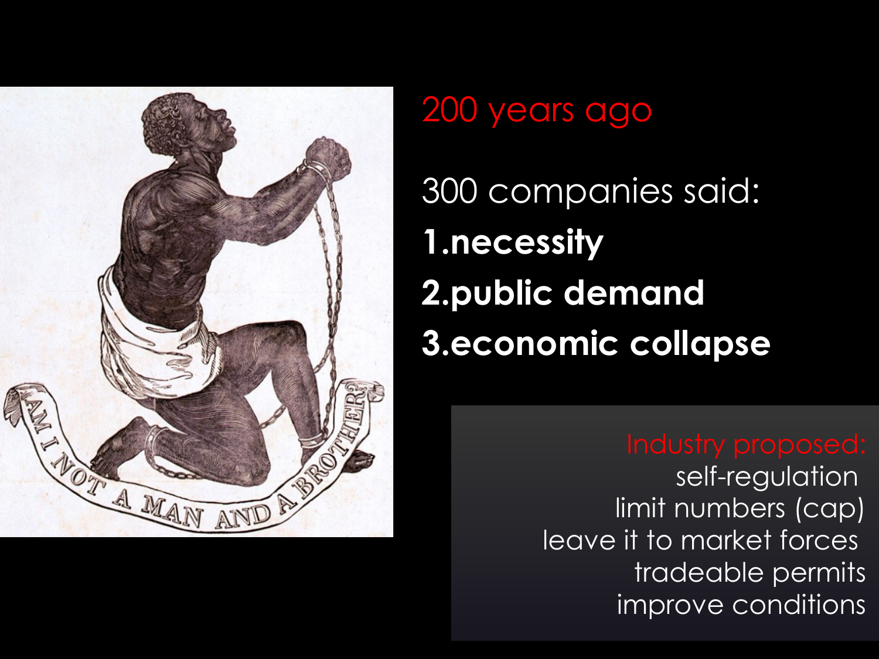# 200 years ago

300 companies said:

1. **necessity**
2. **public demand**
3. **economic collapse**

Industry proposed:

self-regulation
limit numbers (cap)
leave it to market forces
tradeable permits
improve conditions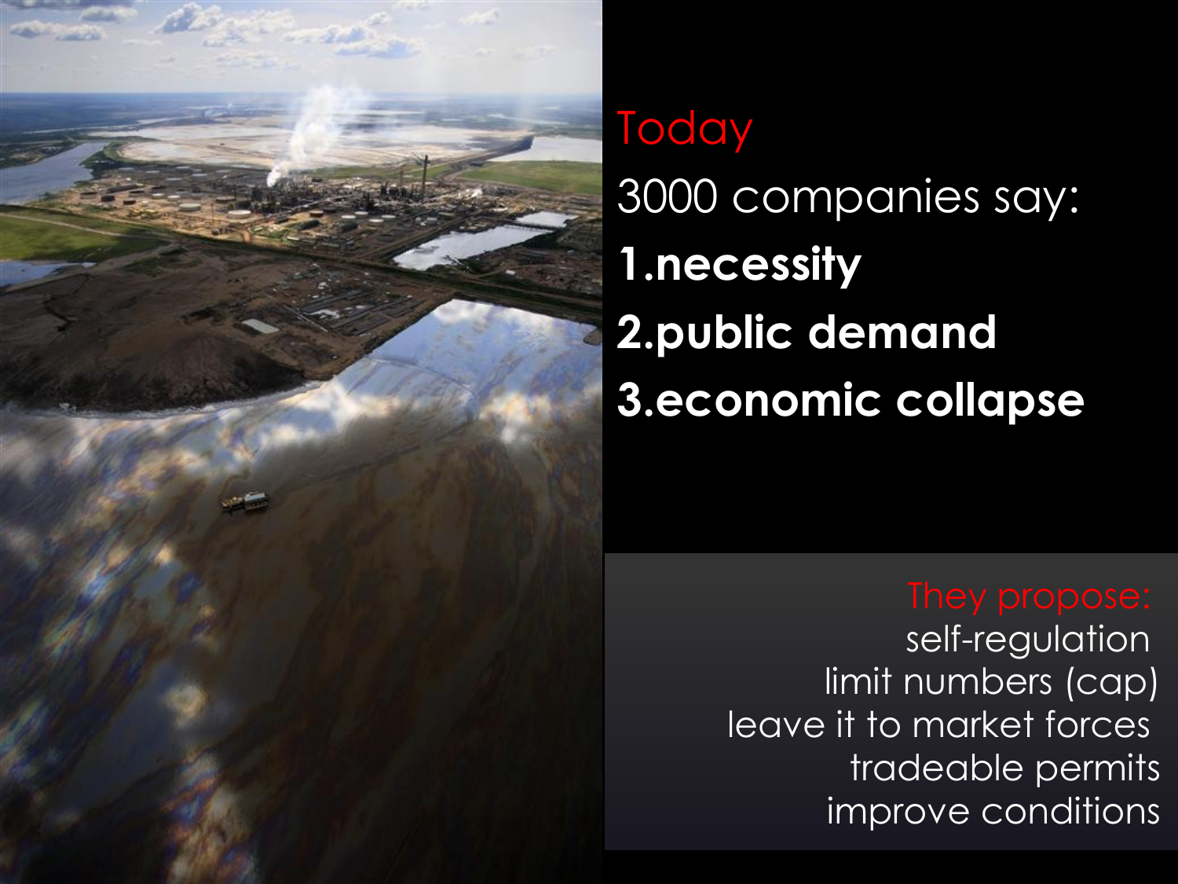Today

3000 companies say:

**1.necessity**

**2.public demand**

**3.economic collapse**

They propose:

self-regulation

limit numbers (cap)

leave it to market forces

tradeable permits

improve conditions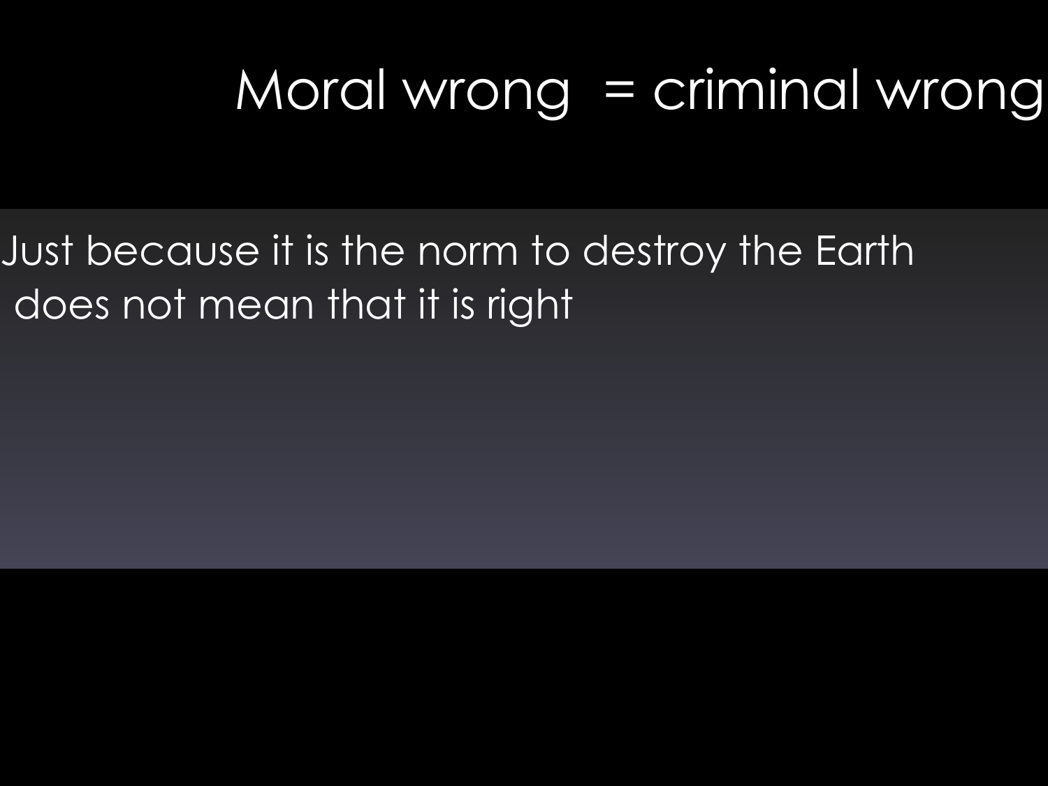# Moral wrong  = criminal wrong

Just because it is the norm to destroy the Earth does not mean that it is right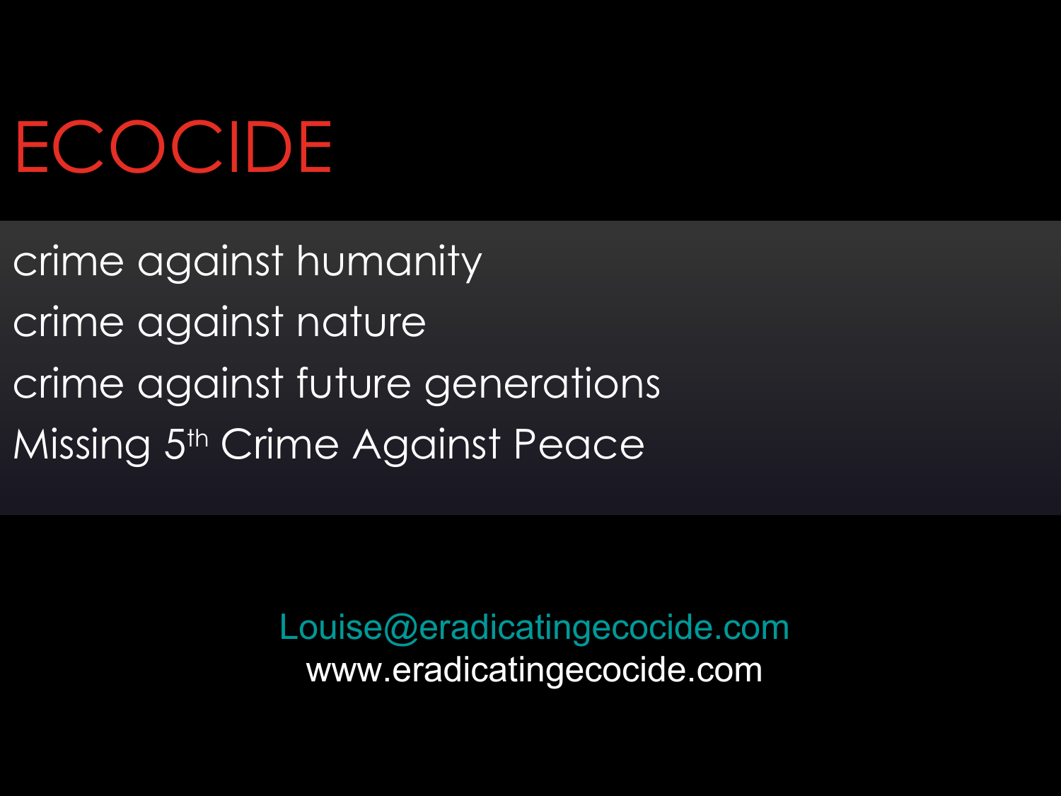# ECOCIDE

crime against humanity

crime against nature

crime against future generations

Missing 5th Crime Against Peace

Louise@eradicatingecocide.com

www.eradicatingecocide.com